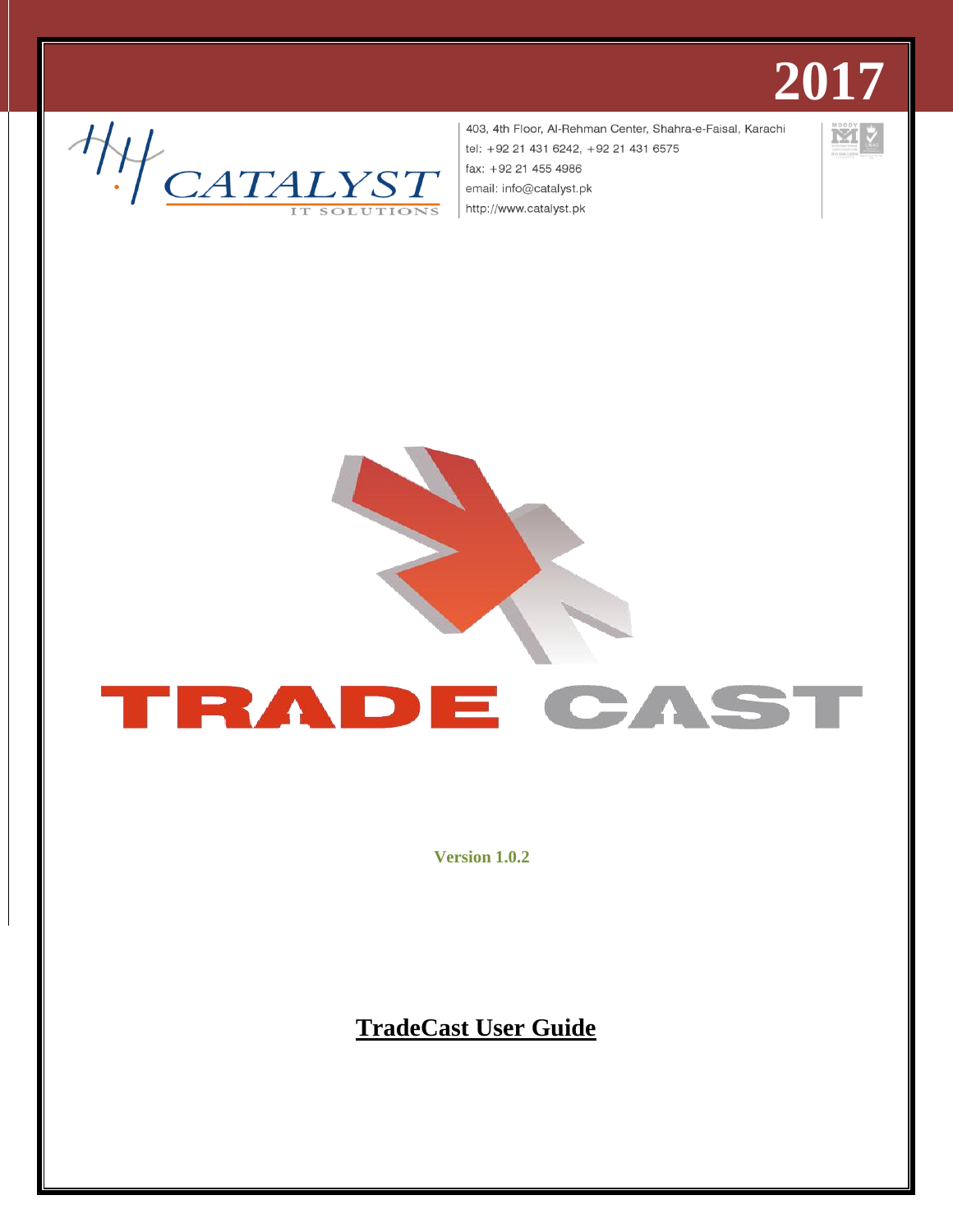# 2017

CATALYST
IT SOLUTIONS

403, 4th Floor, Al-Rehman Center, Shahra-e-Faisal, Karachi
tel: +92 21 431 6242, +92 21 431 6575
fax: +92 21 455 4986
email: info@catalyst.pk
http://www.catalyst.pk

TRADE CAST

**Version 1.0.2**

# TradeCast User Guide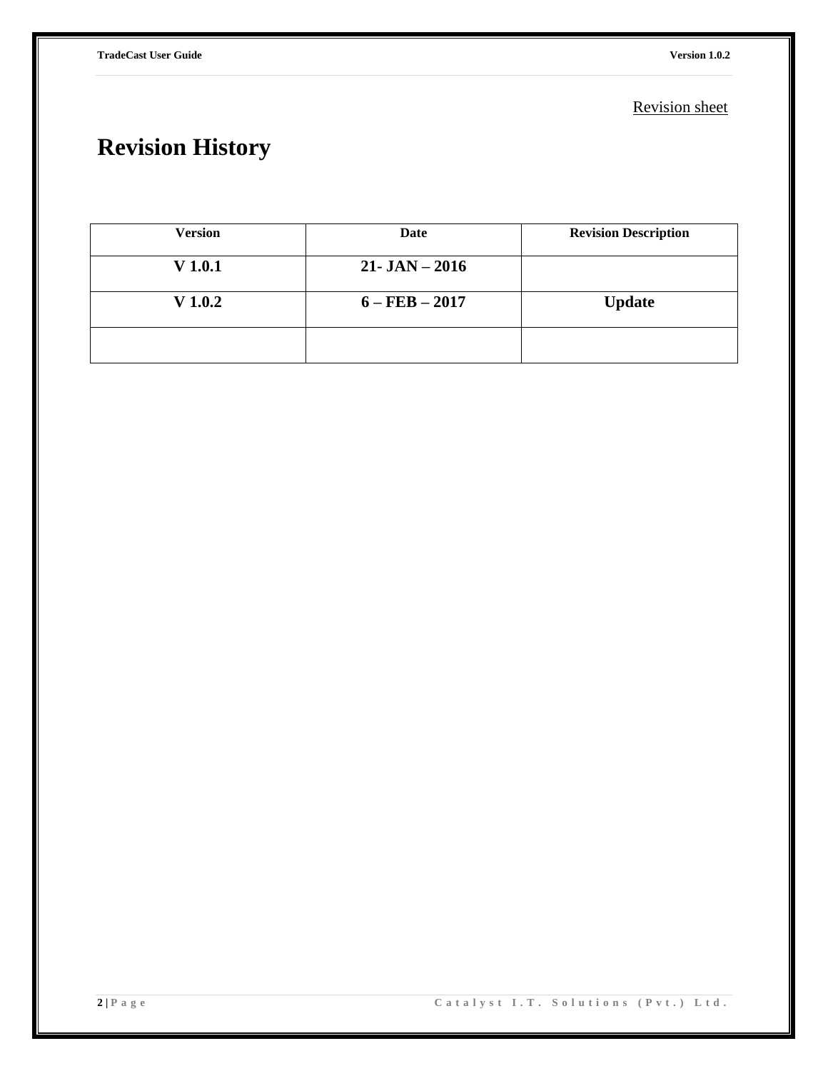Revision sheet

# Revision History

| Version | Date | Revision Description |
|---|---|---|
| **V 1.0.1** | **21- JAN – 2016** | |
| **V 1.0.2** | **6 – FEB – 2017** | **Update** |
| | | |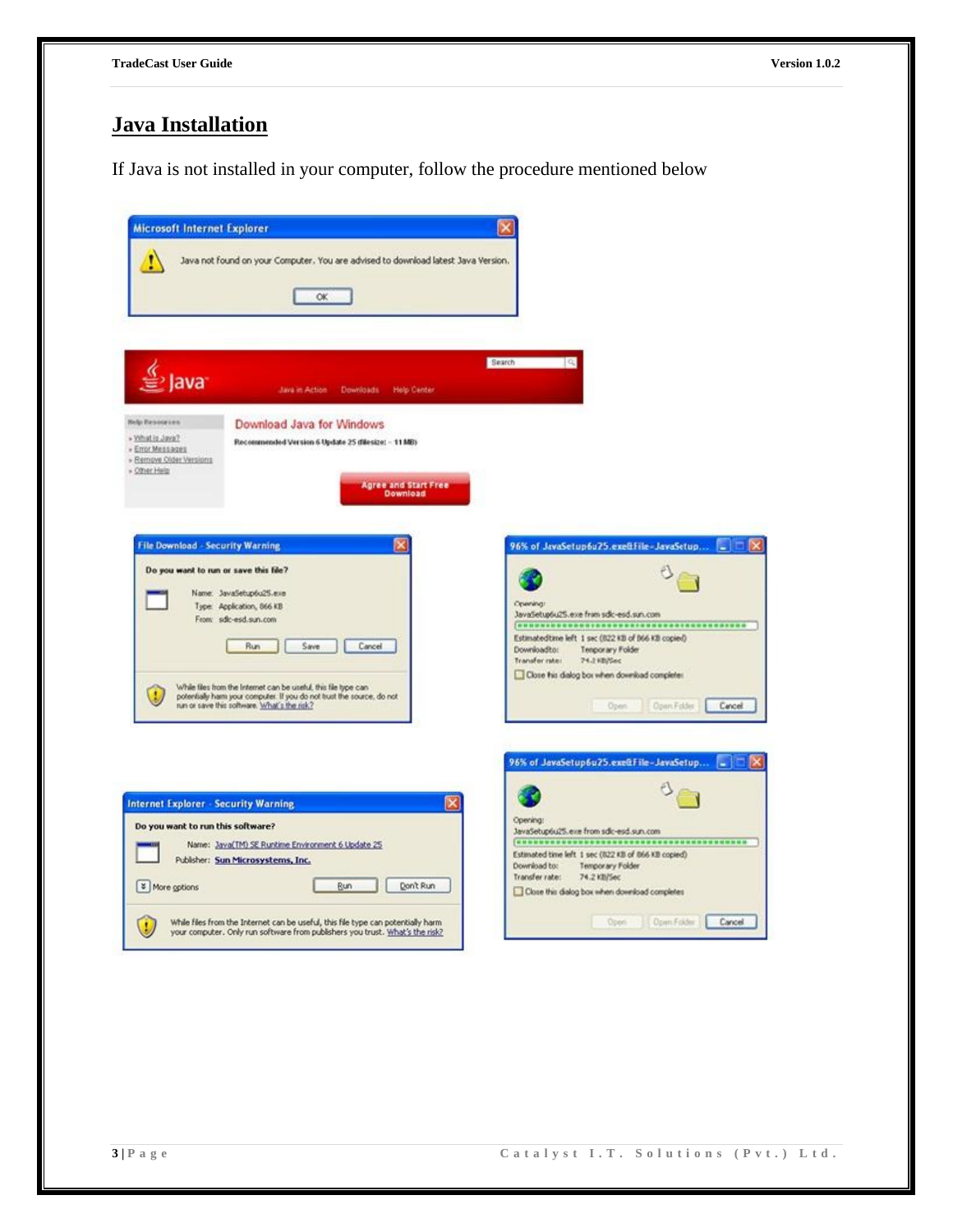## Java Installation

If Java is not installed in your computer, follow the procedure mentioned below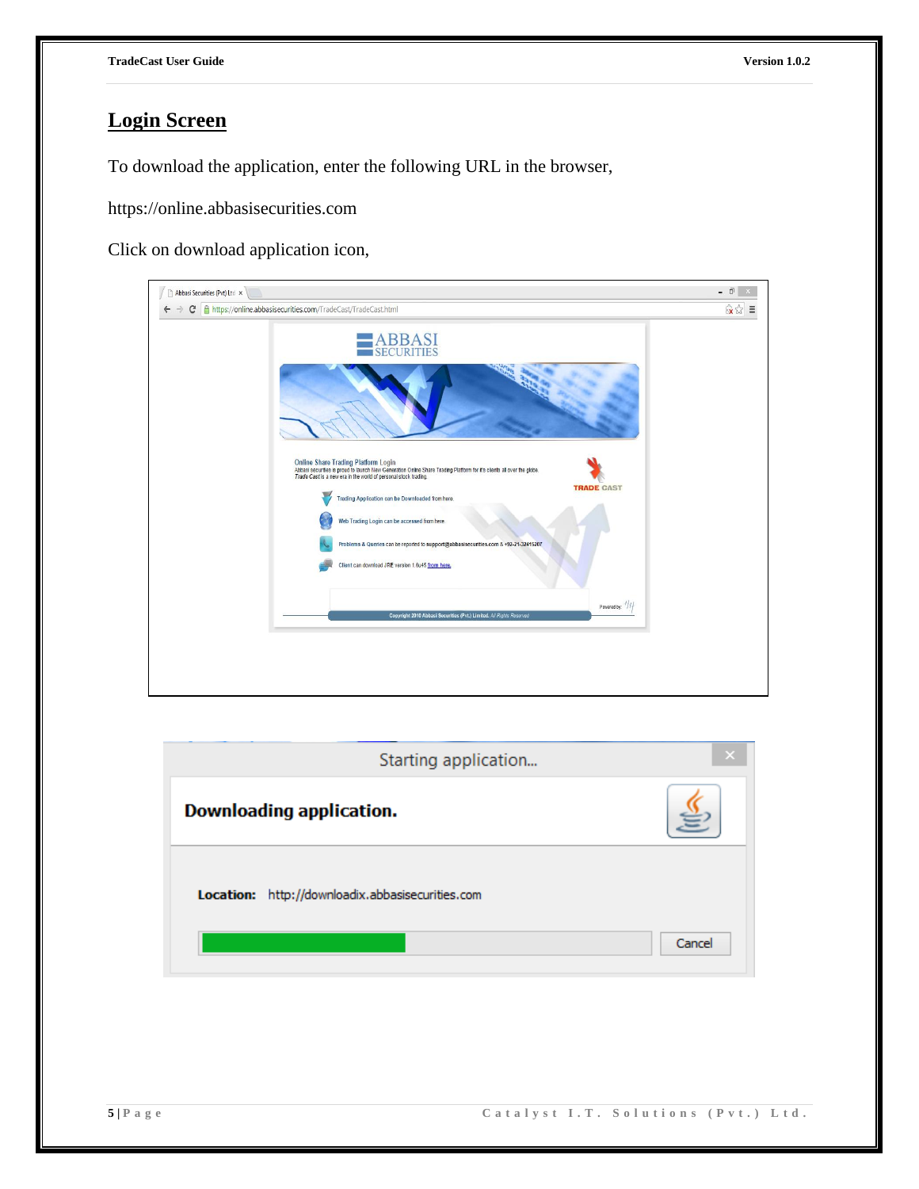## Login Screen

To download the application, enter the following URL in the browser,

https://online.abbasisecurities.com

Click on download application icon,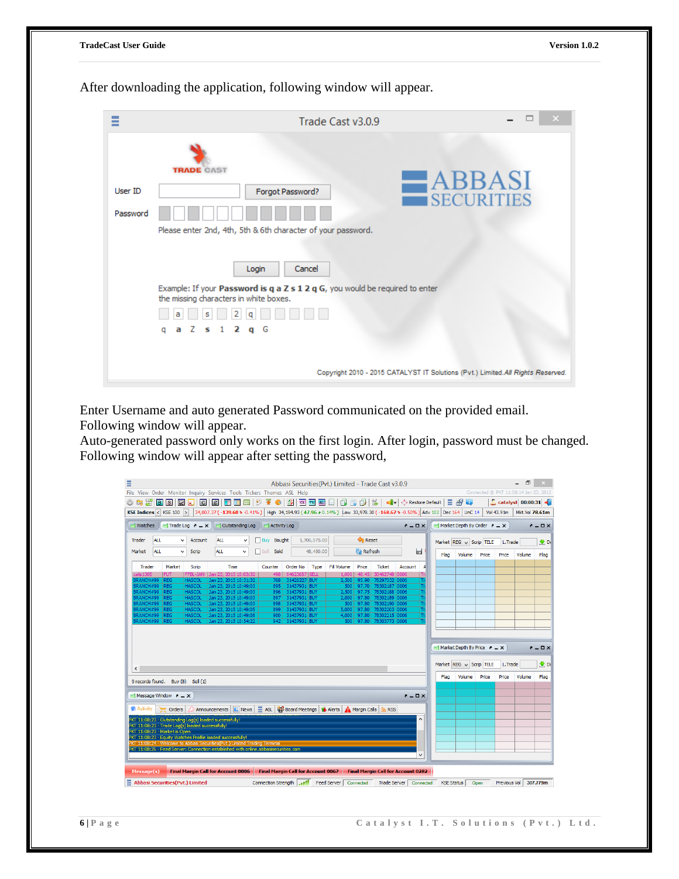After downloading the application, following window will appear.

Enter Username and auto generated Password communicated on the provided email. Following window will appear.

Auto-generated password only works on the first login. After login, password must be changed. Following window will appear after setting the password,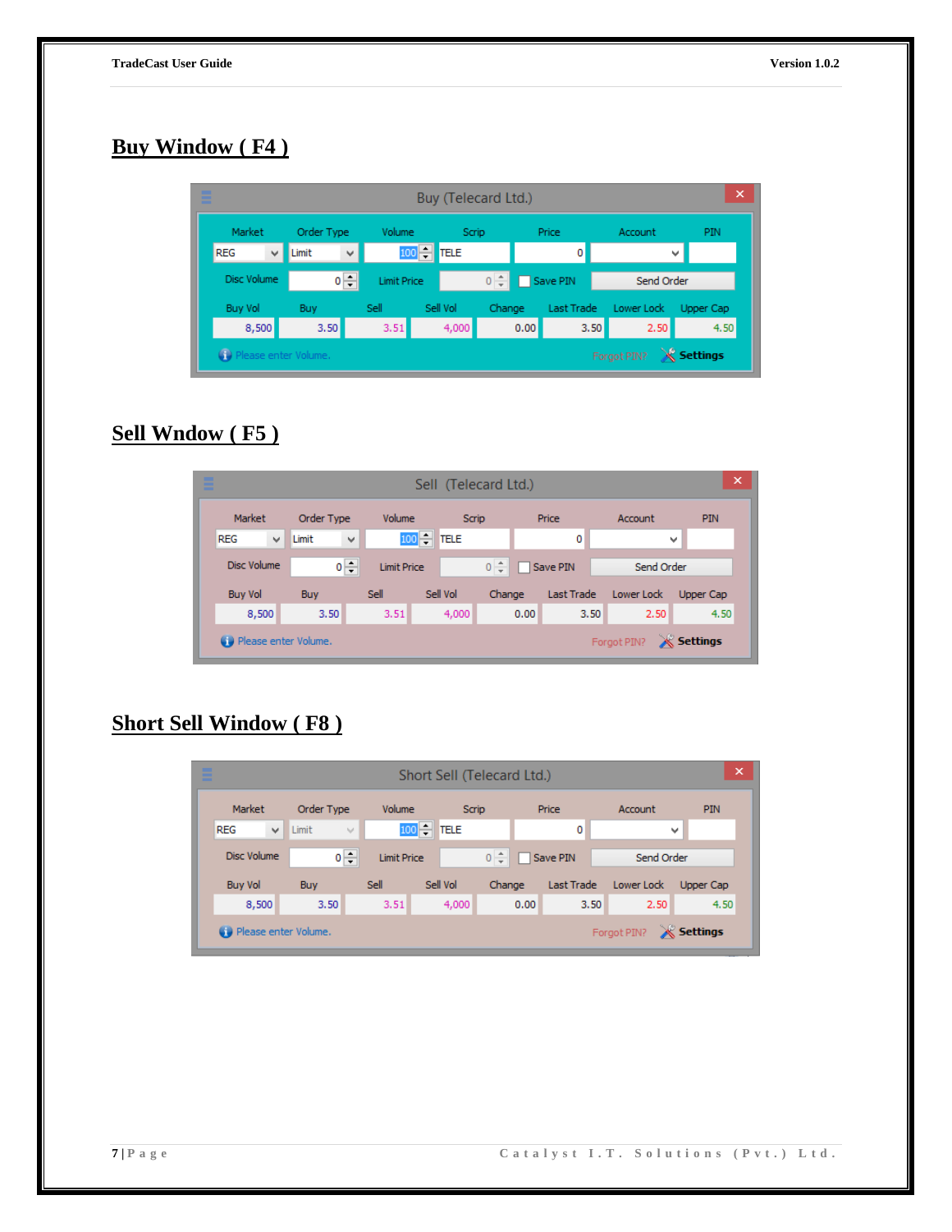## Buy Window ( F4 )

Buy (Telecard Ltd.)

| Market | Order Type | Volume | Scrip | Price | Account | PIN |
|---|---|---|---|---|---|---|
| REG | Limit | 100 | TELE | 0 | | |

Disc Volume: 0 | Limit Price: 0 | Save PIN | Send Order

| Buy Vol | Buy | Sell | Sell Vol | Change | Last Trade | Lower Lock | Upper Cap |
|---|---|---|---|---|---|---|---|
| 8,500 | 3.50 | 3.51 | 4,000 | 0.00 | 3.50 | 2.50 | 4.50 |

Please enter Volume. Forgot PIN? Settings

## Sell Wndow ( F5 )

Sell (Telecard Ltd.)

| Market | Order Type | Volume | Scrip | Price | Account | PIN |
|---|---|---|---|---|---|---|
| REG | Limit | 100 | TELE | 0 | | |

Disc Volume: 0 | Limit Price: 0 | Save PIN | Send Order

| Buy Vol | Buy | Sell | Sell Vol | Change | Last Trade | Lower Lock | Upper Cap |
|---|---|---|---|---|---|---|---|
| 8,500 | 3.50 | 3.51 | 4,000 | 0.00 | 3.50 | 2.50 | 4.50 |

Please enter Volume. Forgot PIN? Settings

## Short Sell Window ( F8 )

Short Sell (Telecard Ltd.)

| Market | Order Type | Volume | Scrip | Price | Account | PIN |
|---|---|---|---|---|---|---|
| REG | Limit | 100 | TELE | 0 | | |

Disc Volume: 0 | Limit Price: 0 | Save PIN | Send Order

| Buy Vol | Buy | Sell | Sell Vol | Change | Last Trade | Lower Lock | Upper Cap |
|---|---|---|---|---|---|---|---|
| 8,500 | 3.50 | 3.51 | 4,000 | 0.00 | 3.50 | 2.50 | 4.50 |

Please enter Volume. Forgot PIN? Settings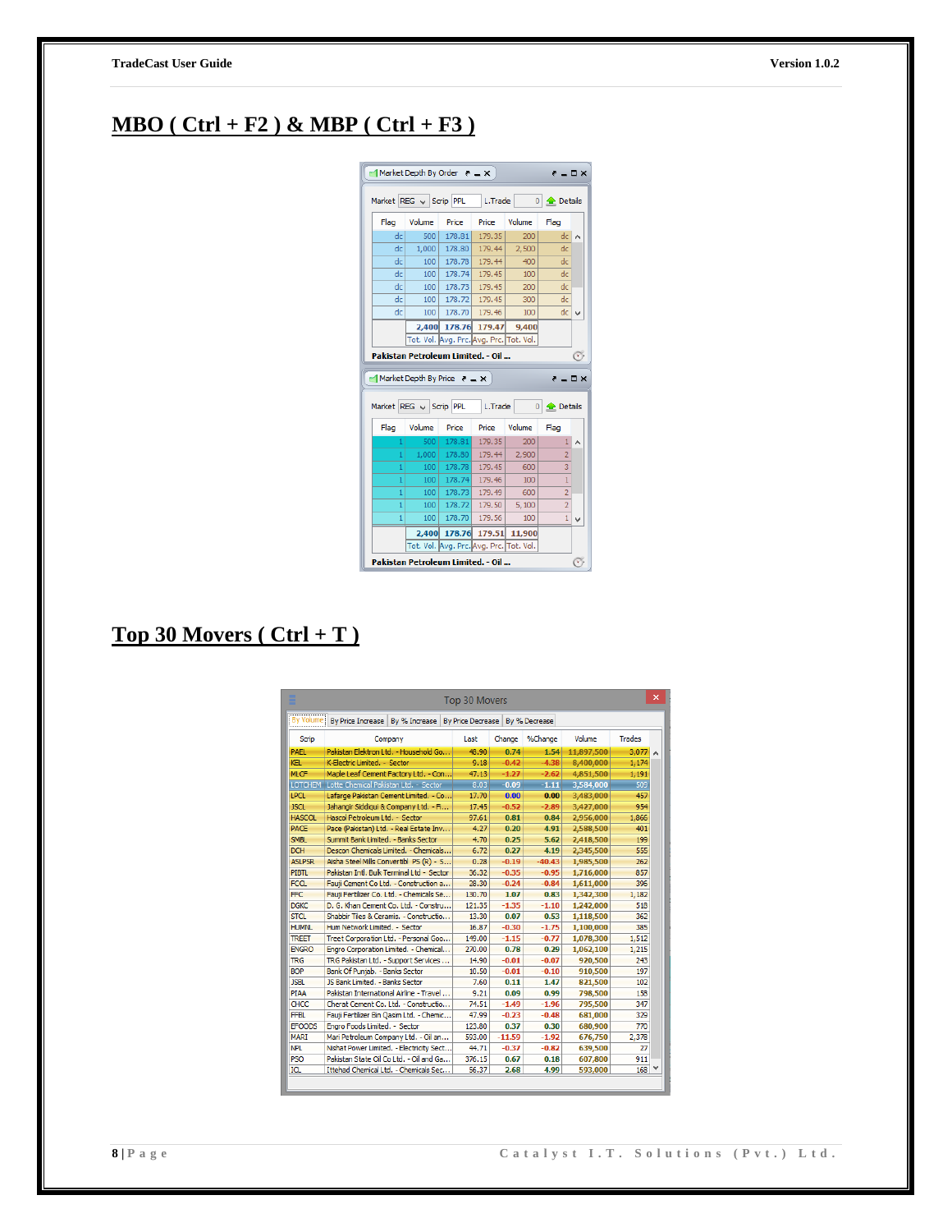## MBO ( Ctrl + F2 ) & MBP ( Ctrl + F3 )

## Top 30 Movers ( Ctrl + T )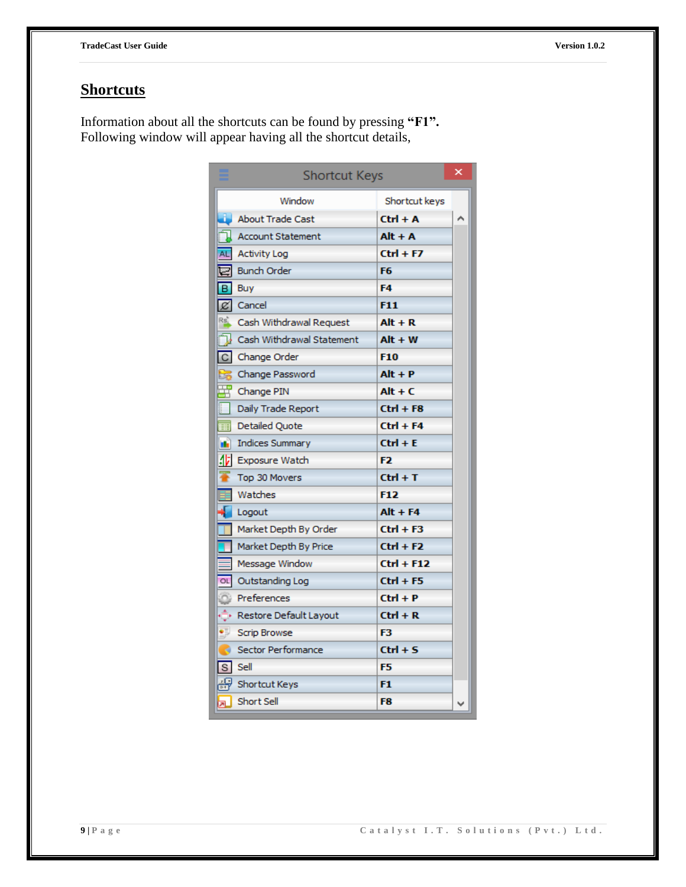## Shortcuts

Information about all the shortcuts can be found by pressing **"F1".**
Following window will appear having all the shortcut details,

Shortcut Keys

| Window | Shortcut keys |
|---|---|
| About Trade Cast | Ctrl + A |
| Account Statement | Alt + A |
| Activity Log | Ctrl + F7 |
| Bunch Order | F6 |
| Buy | F4 |
| Cancel | F11 |
| Cash Withdrawal Request | Alt + R |
| Cash Withdrawal Statement | Alt + W |
| Change Order | F10 |
| Change Password | Alt + P |
| Change PIN | Alt + C |
| Daily Trade Report | Ctrl + F8 |
| Detailed Quote | Ctrl + F4 |
| Indices Summary | Ctrl + E |
| Exposure Watch | F2 |
| Top 30 Movers | Ctrl + T |
| Watches | F12 |
| Logout | Alt + F4 |
| Market Depth By Order | Ctrl + F3 |
| Market Depth By Price | Ctrl + F2 |
| Message Window | Ctrl + F12 |
| Outstanding Log | Ctrl + F5 |
| Preferences | Ctrl + P |
| Restore Default Layout | Ctrl + R |
| Scrip Browse | F3 |
| Sector Performance | Ctrl + S |
| Sell | F5 |
| Shortcut Keys | F1 |
| Short Sell | F8 |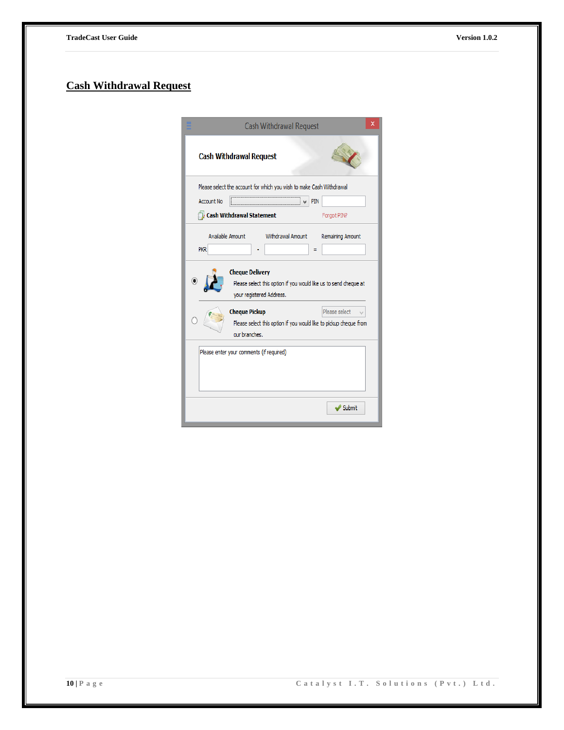## Cash Withdrawal Request

Cash Withdrawal Request

Cash Withdrawal Request

Please select the account for which you wish to make Cash Withdrawal

Account No PIN

Cash Withdrawal Statement

Forgot PIN?

Available Amount Withdrawal Amount Remaining Amount

PKR - =

Cheque Delivery

Please select this option if you would like us to send cheque at your registered Address.

Cheque Pickup

Please select

Please select this option if you would like to pickup cheque from our branches.

Please enter your comments (if required)

Submit